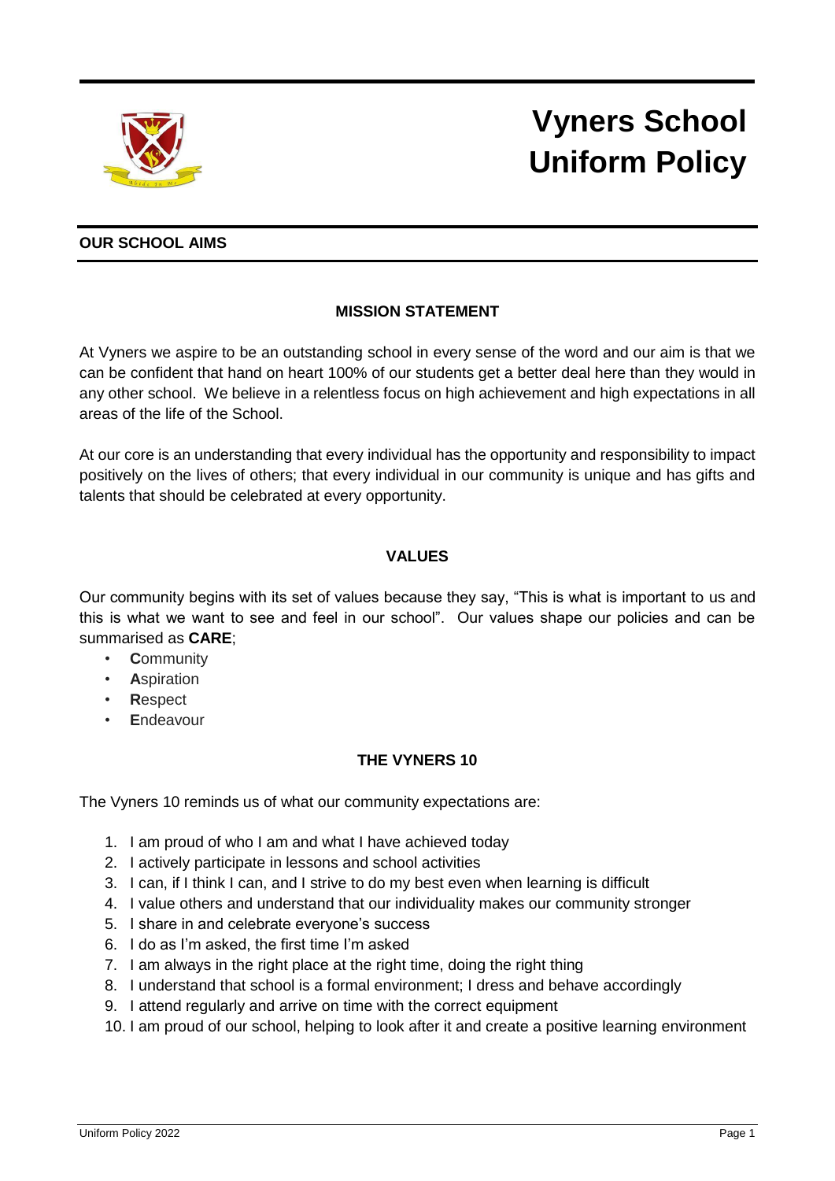# Vyners School Uniform Policy

## OUR SCHOOL AIMS

### MISSION STATEMENT

At Vyners we aspire to be an outstanding school in every sense of the word and our aim is that we can be confident that hand on heart 100% of our students get a better deal here than they would in any other school. We believe in a relentless focus on high achievement and high expectations in all areas of the life of the School.

At our core is an understanding that every individual has the opportunity and responsibility to impact positively on the lives of others; that every individual in our community is unique and has gifts and talents that should be celebrated at every opportunity.

### VALUES

Our community begins with its set of values because they say, "This is what is important to us and this is what we want to see and feel in our school". Our values shape our policies and can be summarised as **CARE**;

- **C**ommunity
- **A**spiration
- **R**espect
- **E**ndeavour

### THE VYNERS 10

The Vyners 10 reminds us of what our community expectations are:

1. I am proud of who I am and what I have achieved today
2. I actively participate in lessons and school activities
3. I can, if I think I can, and I strive to do my best even when learning is difficult
4. I value others and understand that our individuality makes our community stronger
5. I share in and celebrate everyone's success
6. I do as I'm asked, the first time I'm asked
7. I am always in the right place at the right time, doing the right thing
8. I understand that school is a formal environment; I dress and behave accordingly
9. I attend regularly and arrive on time with the correct equipment
10. I am proud of our school, helping to look after it and create a positive learning environment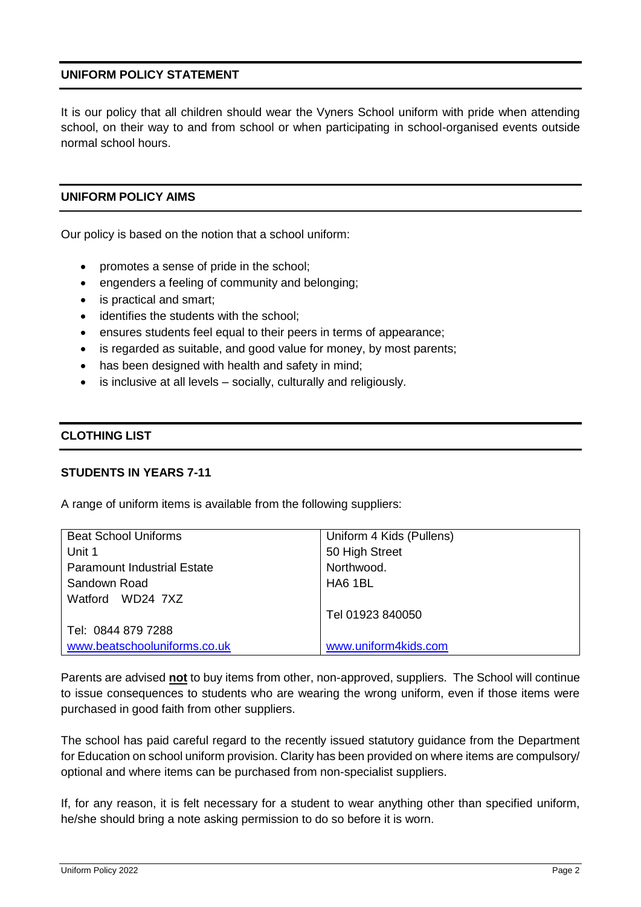## UNIFORM POLICY STATEMENT

It is our policy that all children should wear the Vyners School uniform with pride when attending school, on their way to and from school or when participating in school-organised events outside normal school hours.

## UNIFORM POLICY AIMS

Our policy is based on the notion that a school uniform:

- promotes a sense of pride in the school;
- engenders a feeling of community and belonging;
- is practical and smart;
- identifies the students with the school;
- ensures students feel equal to their peers in terms of appearance;
- is regarded as suitable, and good value for money, by most parents;
- has been designed with health and safety in mind;
- is inclusive at all levels – socially, culturally and religiously.

## CLOTHING LIST

### STUDENTS IN YEARS 7-11

A range of uniform items is available from the following suppliers:

| Beat School Uniforms | Uniform 4 Kids (Pullens) |
|---|---|
| Unit 1 | 50 High Street |
| Paramount Industrial Estate | Northwood. |
| Sandown Road | HA6 1BL |
| Watford WD24 7XZ | |
| | Tel 01923 840050 |
| Tel: 0844 879 7288 | |
| www.beatschooluniforms.co.uk | www.uniform4kids.com |

Parents are advised **not** to buy items from other, non-approved, suppliers. The School will continue to issue consequences to students who are wearing the wrong uniform, even if those items were purchased in good faith from other suppliers.

The school has paid careful regard to the recently issued statutory guidance from the Department for Education on school uniform provision. Clarity has been provided on where items are compulsory/ optional and where items can be purchased from non-specialist suppliers.

If, for any reason, it is felt necessary for a student to wear anything other than specified uniform, he/she should bring a note asking permission to do so before it is worn.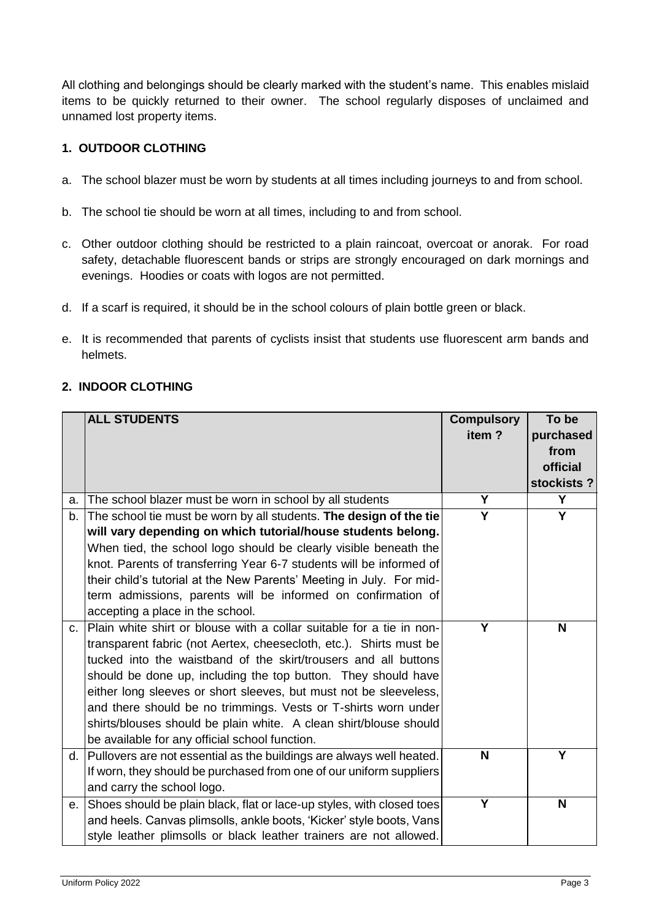All clothing and belongings should be clearly marked with the student's name. This enables mislaid items to be quickly returned to their owner. The school regularly disposes of unclaimed and unnamed lost property items.

### 1. OUTDOOR CLOTHING

a. The school blazer must be worn by students at all times including journeys to and from school.

b. The school tie should be worn at all times, including to and from school.

c. Other outdoor clothing should be restricted to a plain raincoat, overcoat or anorak. For road safety, detachable fluorescent bands or strips are strongly encouraged on dark mornings and evenings. Hoodies or coats with logos are not permitted.

d. If a scarf is required, it should be in the school colours of plain bottle green or black.

e. It is recommended that parents of cyclists insist that students use fluorescent arm bands and helmets.

### 2. INDOOR CLOTHING

| | ALL STUDENTS | Compulsory item ? | To be purchased from official stockists ? |
|---|---|---|---|
| a. | The school blazer must be worn in school by all students | Y | Y |
| b. | The school tie must be worn by all students. **The design of the tie will vary depending on which tutorial/house students belong.** When tied, the school logo should be clearly visible beneath the knot. Parents of transferring Year 6-7 students will be informed of their child's tutorial at the New Parents' Meeting in July. For mid-term admissions, parents will be informed on confirmation of accepting a place in the school. | Y | Y |
| c. | Plain white shirt or blouse with a collar suitable for a tie in non-transparent fabric (not Aertex, cheesecloth, etc.). Shirts must be tucked into the waistband of the skirt/trousers and all buttons should be done up, including the top button. They should have either long sleeves or short sleeves, but must not be sleeveless, and there should be no trimmings. Vests or T-shirts worn under shirts/blouses should be plain white. A clean shirt/blouse should be available for any official school function. | Y | N |
| d. | Pullovers are not essential as the buildings are always well heated. If worn, they should be purchased from one of our uniform suppliers and carry the school logo. | N | Y |
| e. | Shoes should be plain black, flat or lace-up styles, with closed toes and heels. Canvas plimsolls, ankle boots, 'Kicker' style boots, Vans style leather plimsolls or black leather trainers are not allowed. | Y | N |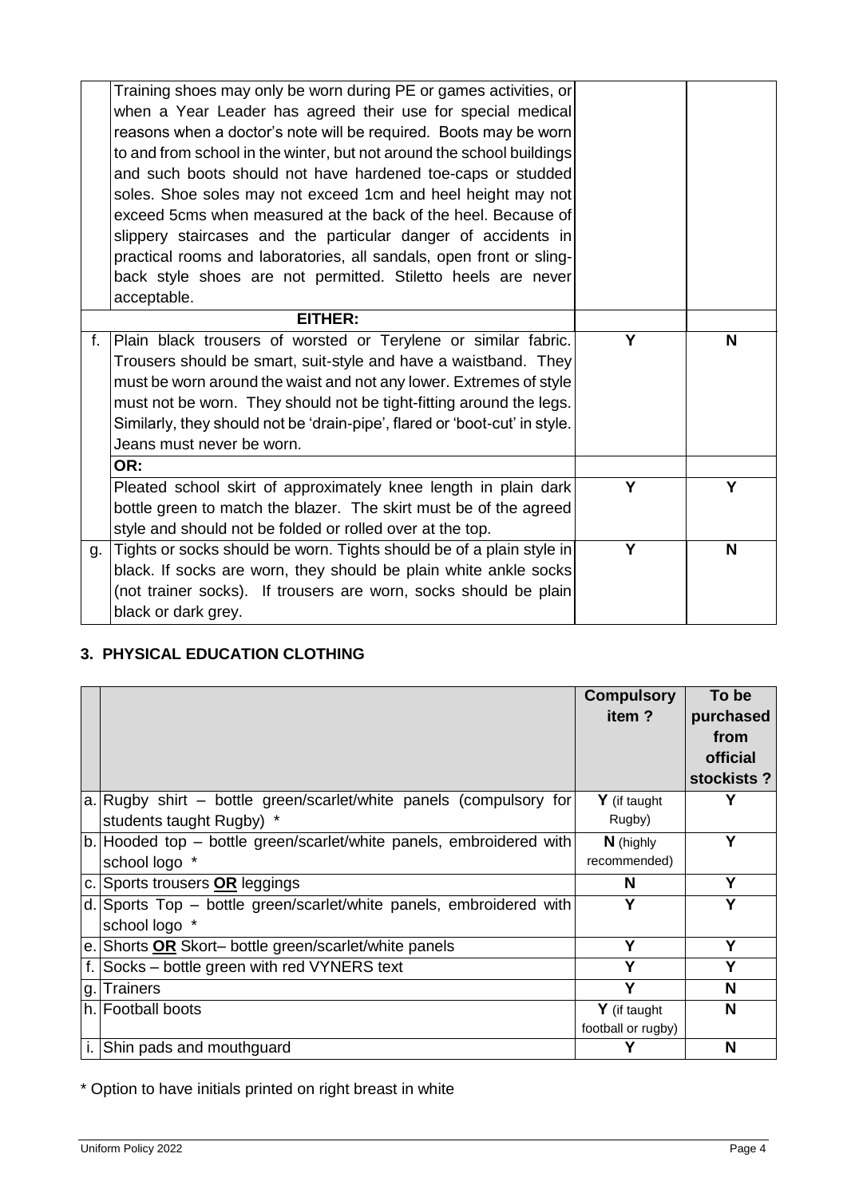| | | | |
|---|---|---|---|
| | Training shoes may only be worn during PE or games activities, or when a Year Leader has agreed their use for special medical reasons when a doctor's note will be required. Boots may be worn to and from school in the winter, but not around the school buildings and such boots should not have hardened toe-caps or studded soles. Shoe soles may not exceed 1cm and heel height may not exceed 5cms when measured at the back of the heel. Because of slippery staircases and the particular danger of accidents in practical rooms and laboratories, all sandals, open front or sling-back style shoes are not permitted. Stiletto heels are never acceptable. | | |
| | **EITHER:** | | |
| f. | Plain black trousers of worsted or Terylene or similar fabric. Trousers should be smart, suit-style and have a waistband. They must be worn around the waist and not any lower. Extremes of style must not be worn. They should not be tight-fitting around the legs. Similarly, they should not be 'drain-pipe', flared or 'boot-cut' in style. Jeans must never be worn. | **Y** | **N** |
| | **OR:** | | |
| | Pleated school skirt of approximately knee length in plain dark bottle green to match the blazer. The skirt must be of the agreed style and should not be folded or rolled over at the top. | **Y** | **Y** |
| g. | Tights or socks should be worn. Tights should be of a plain style in black. If socks are worn, they should be plain white ankle socks (not trainer socks). If trousers are worn, socks should be plain black or dark grey. | **Y** | **N** |

## 3. PHYSICAL EDUCATION CLOTHING

| | | Compulsory item ? | To be purchased from official stockists ? |
|---|---|---|---|
| a. | Rugby shirt – bottle green/scarlet/white panels (compulsory for students taught Rugby) * | **Y** (if taught Rugby) | **Y** |
| b. | Hooded top – bottle green/scarlet/white panels, embroidered with school logo * | **N** (highly recommended) | **Y** |
| c. | Sports trousers **OR** leggings | **N** | **Y** |
| d. | Sports Top – bottle green/scarlet/white panels, embroidered with school logo * | **Y** | **Y** |
| e. | Shorts **OR** Skort– bottle green/scarlet/white panels | **Y** | **Y** |
| f. | Socks – bottle green with red VYNERS text | **Y** | **Y** |
| g. | Trainers | **Y** | **N** |
| h. | Football boots | **Y** (if taught football or rugby) | **N** |
| i. | Shin pads and mouthguard | **Y** | **N** |

* Option to have initials printed on right breast in white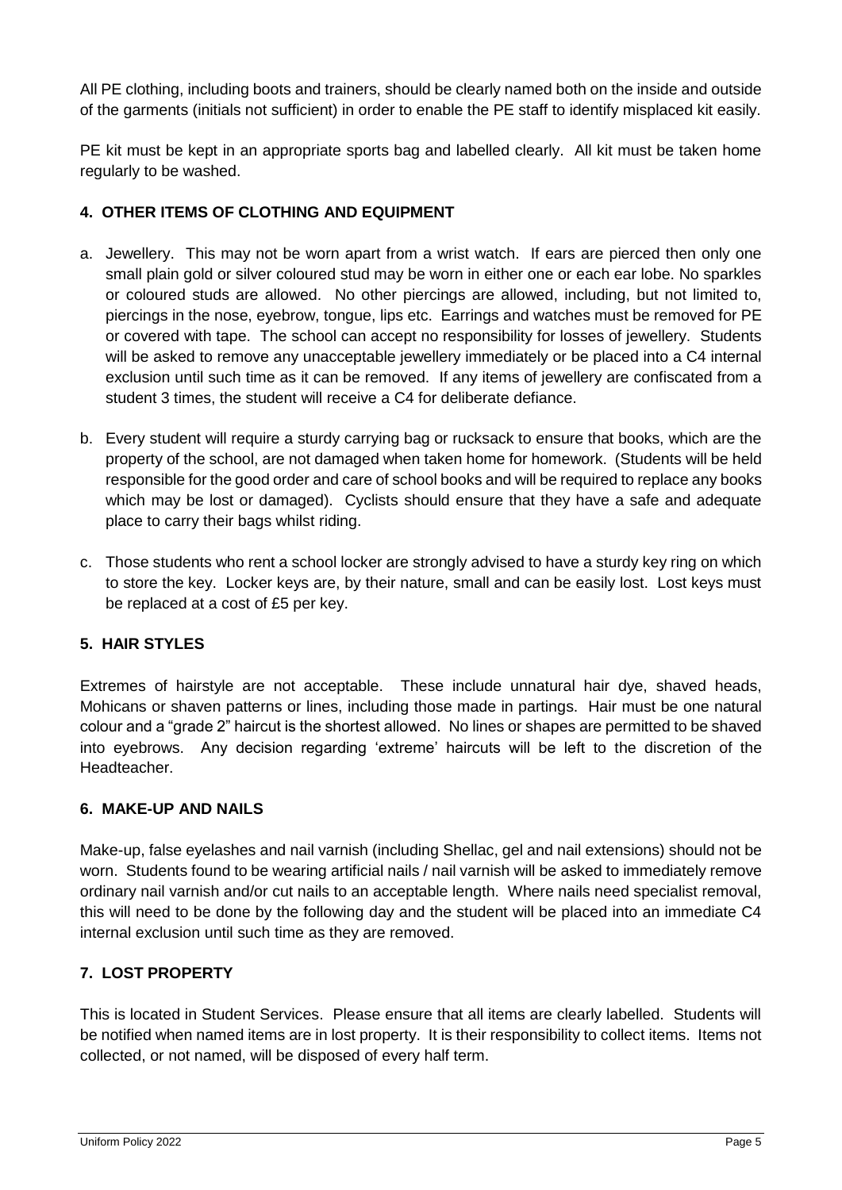All PE clothing, including boots and trainers, should be clearly named both on the inside and outside of the garments (initials not sufficient) in order to enable the PE staff to identify misplaced kit easily.

PE kit must be kept in an appropriate sports bag and labelled clearly. All kit must be taken home regularly to be washed.

## 4. OTHER ITEMS OF CLOTHING AND EQUIPMENT

a. Jewellery. This may not be worn apart from a wrist watch. If ears are pierced then only one small plain gold or silver coloured stud may be worn in either one or each ear lobe. No sparkles or coloured studs are allowed. No other piercings are allowed, including, but not limited to, piercings in the nose, eyebrow, tongue, lips etc. Earrings and watches must be removed for PE or covered with tape. The school can accept no responsibility for losses of jewellery. Students will be asked to remove any unacceptable jewellery immediately or be placed into a C4 internal exclusion until such time as it can be removed. If any items of jewellery are confiscated from a student 3 times, the student will receive a C4 for deliberate defiance.

b. Every student will require a sturdy carrying bag or rucksack to ensure that books, which are the property of the school, are not damaged when taken home for homework. (Students will be held responsible for the good order and care of school books and will be required to replace any books which may be lost or damaged). Cyclists should ensure that they have a safe and adequate place to carry their bags whilst riding.

c. Those students who rent a school locker are strongly advised to have a sturdy key ring on which to store the key. Locker keys are, by their nature, small and can be easily lost. Lost keys must be replaced at a cost of £5 per key.

## 5. HAIR STYLES

Extremes of hairstyle are not acceptable. These include unnatural hair dye, shaved heads, Mohicans or shaven patterns or lines, including those made in partings. Hair must be one natural colour and a "grade 2" haircut is the shortest allowed. No lines or shapes are permitted to be shaved into eyebrows. Any decision regarding 'extreme' haircuts will be left to the discretion of the Headteacher.

## 6. MAKE-UP AND NAILS

Make-up, false eyelashes and nail varnish (including Shellac, gel and nail extensions) should not be worn. Students found to be wearing artificial nails / nail varnish will be asked to immediately remove ordinary nail varnish and/or cut nails to an acceptable length. Where nails need specialist removal, this will need to be done by the following day and the student will be placed into an immediate C4 internal exclusion until such time as they are removed.

## 7. LOST PROPERTY

This is located in Student Services. Please ensure that all items are clearly labelled. Students will be notified when named items are in lost property. It is their responsibility to collect items. Items not collected, or not named, will be disposed of every half term.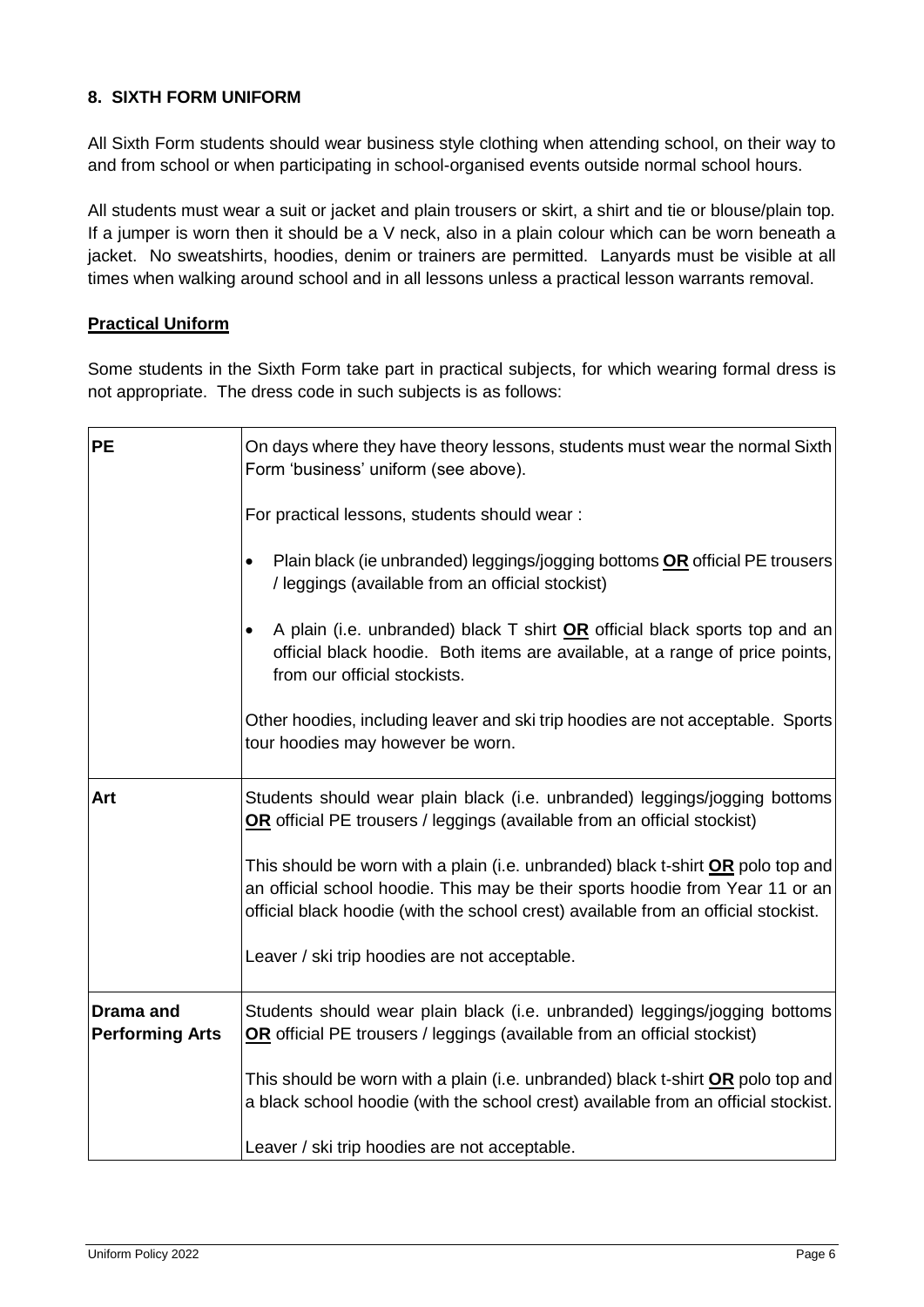## 8. SIXTH FORM UNIFORM

All Sixth Form students should wear business style clothing when attending school, on their way to and from school or when participating in school-organised events outside normal school hours.

All students must wear a suit or jacket and plain trousers or skirt, a shirt and tie or blouse/plain top. If a jumper is worn then it should be a V neck, also in a plain colour which can be worn beneath a jacket. No sweatshirts, hoodies, denim or trainers are permitted. Lanyards must be visible at all times when walking around school and in all lessons unless a practical lesson warrants removal.

### Practical Uniform

Some students in the Sixth Form take part in practical subjects, for which wearing formal dress is not appropriate. The dress code in such subjects is as follows:

| | |
|---|---|
| **PE** | On days where they have theory lessons, students must wear the normal Sixth Form 'business' uniform (see above).<br><br>For practical lessons, students should wear :<br><br>• Plain black (ie unbranded) leggings/jogging bottoms **OR** official PE trousers / leggings (available from an official stockist)<br><br>• A plain (i.e. unbranded) black T shirt **OR** official black sports top and an official black hoodie. Both items are available, at a range of price points, from our official stockists.<br><br>Other hoodies, including leaver and ski trip hoodies are not acceptable. Sports tour hoodies may however be worn. |
| **Art** | Students should wear plain black (i.e. unbranded) leggings/jogging bottoms **OR** official PE trousers / leggings (available from an official stockist)<br><br>This should be worn with a plain (i.e. unbranded) black t-shirt **OR** polo top and an official school hoodie. This may be their sports hoodie from Year 11 or an official black hoodie (with the school crest) available from an official stockist.<br><br>Leaver / ski trip hoodies are not acceptable. |
| **Drama and Performing Arts** | Students should wear plain black (i.e. unbranded) leggings/jogging bottoms **OR** official PE trousers / leggings (available from an official stockist)<br><br>This should be worn with a plain (i.e. unbranded) black t-shirt **OR** polo top and a black school hoodie (with the school crest) available from an official stockist.<br><br>Leaver / ski trip hoodies are not acceptable. |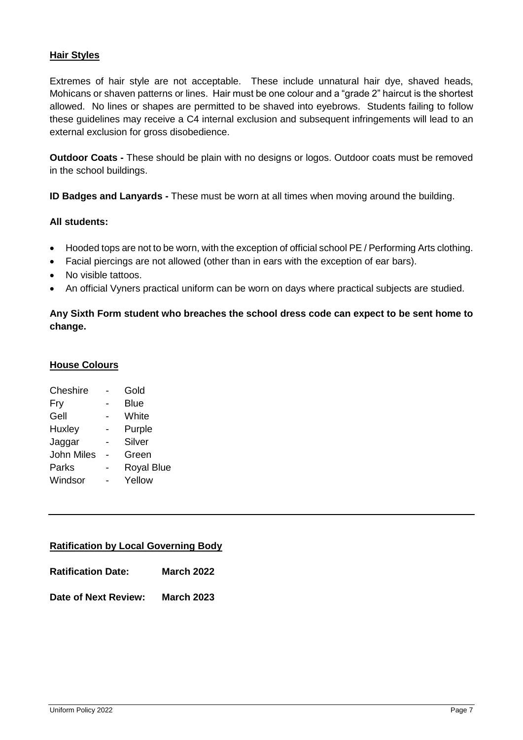**Hair Styles**

Extremes of hair style are not acceptable. These include unnatural hair dye, shaved heads, Mohicans or shaven patterns or lines. Hair must be one colour and a "grade 2" haircut is the shortest allowed. No lines or shapes are permitted to be shaved into eyebrows. Students failing to follow these guidelines may receive a C4 internal exclusion and subsequent infringements will lead to an external exclusion for gross disobedience.

**Outdoor Coats -** These should be plain with no designs or logos. Outdoor coats must be removed in the school buildings.

**ID Badges and Lanyards -** These must be worn at all times when moving around the building.

**All students:**

- Hooded tops are not to be worn, with the exception of official school PE / Performing Arts clothing.
- Facial piercings are not allowed (other than in ears with the exception of ear bars).
- No visible tattoos.
- An official Vyners practical uniform can be worn on days where practical subjects are studied.

**Any Sixth Form student who breaches the school dress code can expect to be sent home to change.**

**House Colours**

| | | |
|---|---|---|
| Cheshire | - | Gold |
| Fry | - | Blue |
| Gell | - | White |
| Huxley | - | Purple |
| Jaggar | - | Silver |
| John Miles | - | Green |
| Parks | - | Royal Blue |
| Windsor | - | Yellow |

---

**Ratification by Local Governing Body**

**Ratification Date:** **March 2022**

**Date of Next Review:** **March 2023**